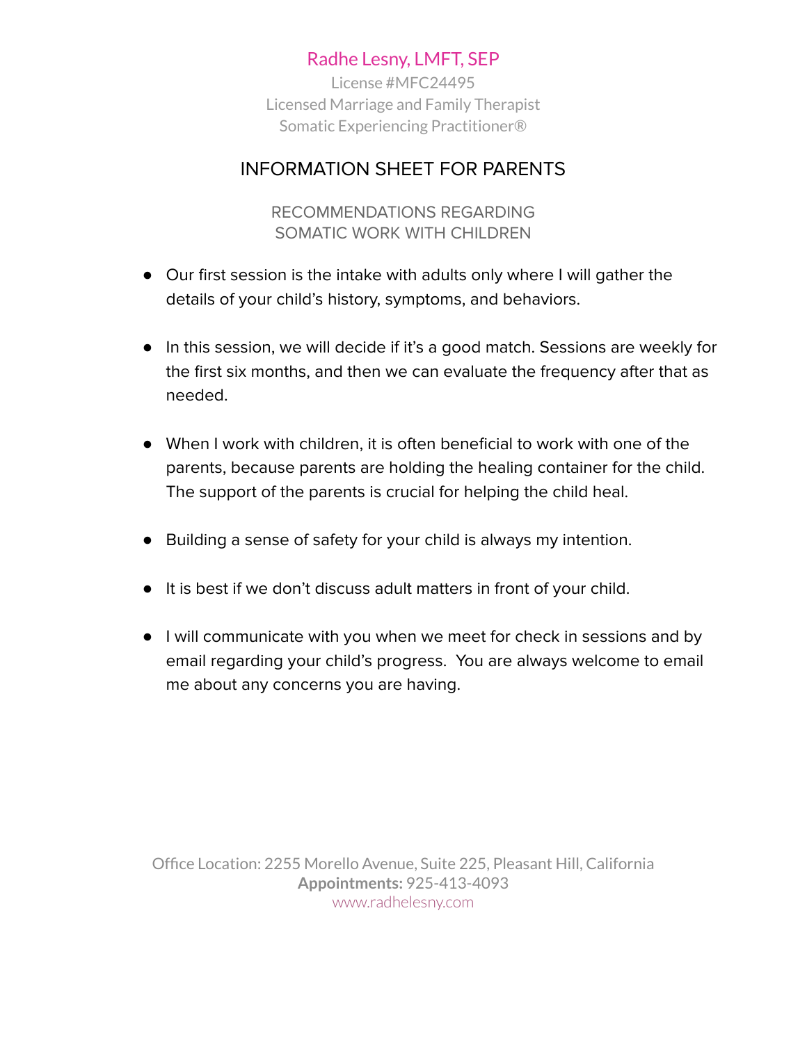# Radhe Lesny, LMFT, SEP

License #MFC24495
Licensed Marriage and Family Therapist
Somatic Experiencing Practitioner®

## INFORMATION SHEET FOR PARENTS

### RECOMMENDATIONS REGARDING SOMATIC WORK WITH CHILDREN

- Our first session is the intake with adults only where I will gather the details of your child's history, symptoms, and behaviors.

- In this session, we will decide if it's a good match. Sessions are weekly for the first six months, and then we can evaluate the frequency after that as needed.

- When I work with children, it is often beneficial to work with one of the parents, because parents are holding the healing container for the child. The support of the parents is crucial for helping the child heal.

- Building a sense of safety for your child is always my intention.

- It is best if we don't discuss adult matters in front of your child.

- I will communicate with you when we meet for check in sessions and by email regarding your child's progress. You are always welcome to email me about any concerns you are having.

Office Location: 2255 Morello Avenue, Suite 225, Pleasant Hill, California
**Appointments:** 925-413-4093
www.radhelesny.com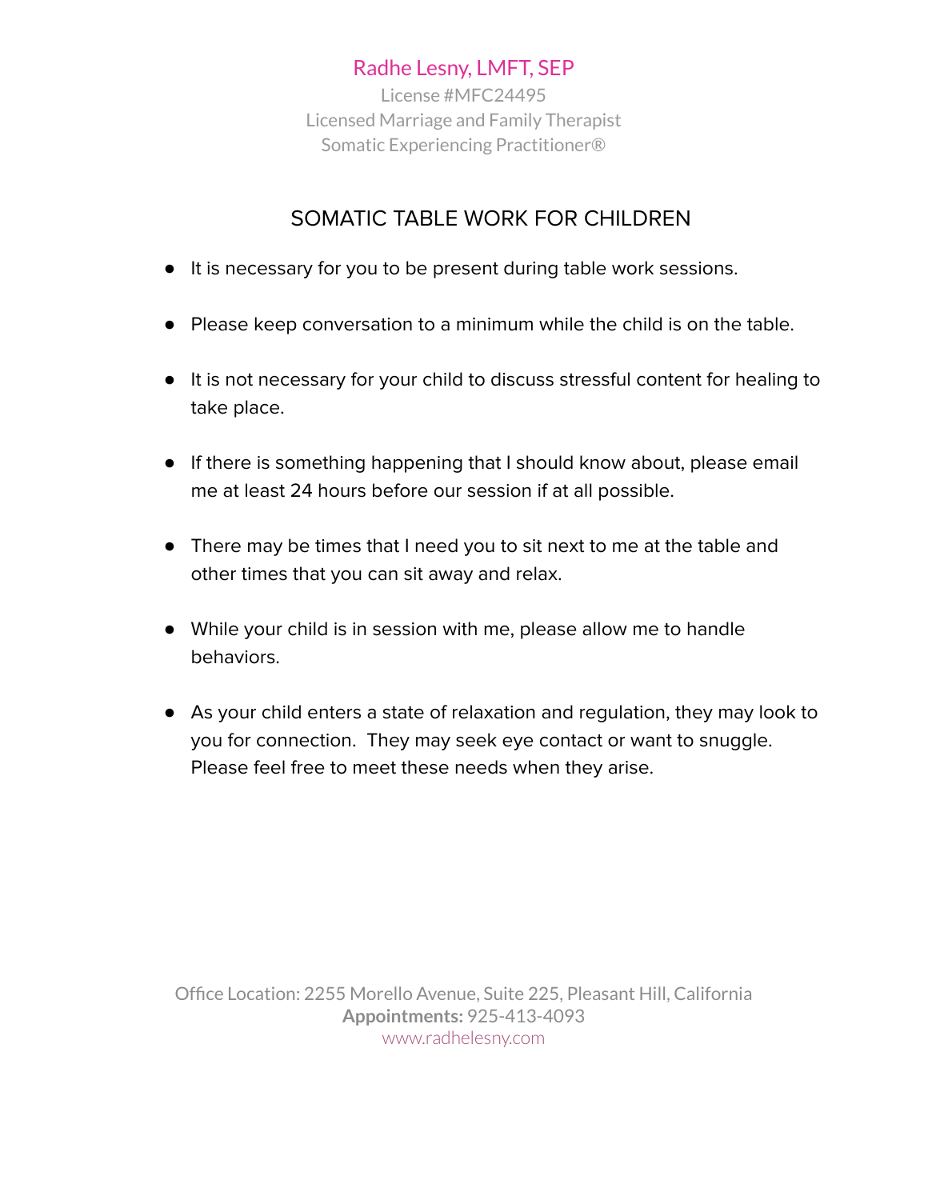Radhe Lesny, LMFT, SEP
License #MFC24495
Licensed Marriage and Family Therapist
Somatic Experiencing Practitioner®

## SOMATIC TABLE WORK FOR CHILDREN

- It is necessary for you to be present during table work sessions.
- Please keep conversation to a minimum while the child is on the table.
- It is not necessary for your child to discuss stressful content for healing to take place.
- If there is something happening that I should know about, please email me at least 24 hours before our session if at all possible.
- There may be times that I need you to sit next to me at the table and other times that you can sit away and relax.
- While your child is in session with me, please allow me to handle behaviors.
- As your child enters a state of relaxation and regulation, they may look to you for connection. They may seek eye contact or want to snuggle. Please feel free to meet these needs when they arise.

Office Location: 2255 Morello Avenue, Suite 225, Pleasant Hill, California
**Appointments:** 925-413-4093
www.radhelesny.com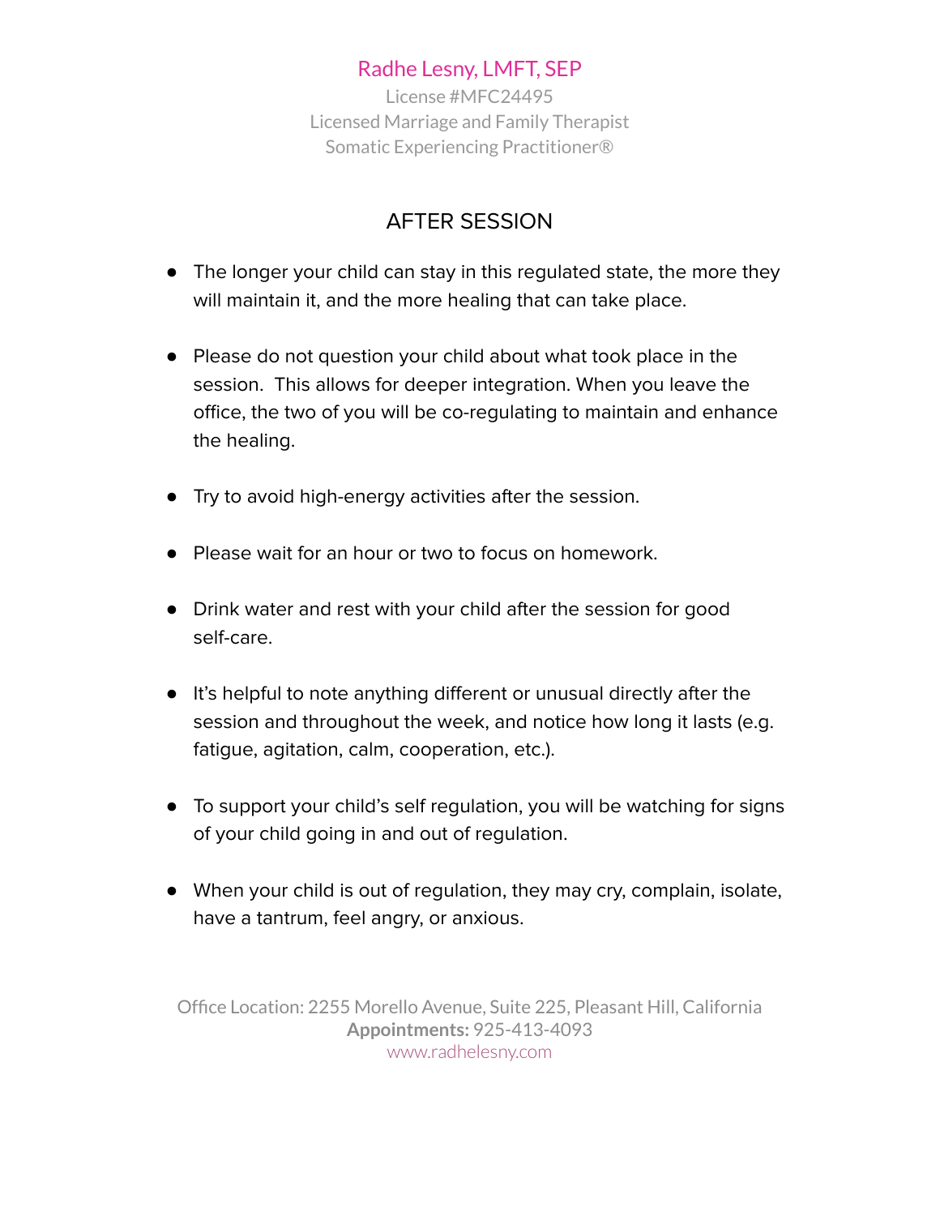Radhe Lesny, LMFT, SEP
License #MFC24495
Licensed Marriage and Family Therapist
Somatic Experiencing Practitioner®

## AFTER SESSION

- The longer your child can stay in this regulated state, the more they will maintain it, and the more healing that can take place.
- Please do not question your child about what took place in the session. This allows for deeper integration. When you leave the office, the two of you will be co-regulating to maintain and enhance the healing.
- Try to avoid high-energy activities after the session.
- Please wait for an hour or two to focus on homework.
- Drink water and rest with your child after the session for good self-care.
- It's helpful to note anything different or unusual directly after the session and throughout the week, and notice how long it lasts (e.g. fatigue, agitation, calm, cooperation, etc.).
- To support your child's self regulation, you will be watching for signs of your child going in and out of regulation.
- When your child is out of regulation, they may cry, complain, isolate, have a tantrum, feel angry, or anxious.

Office Location: 2255 Morello Avenue, Suite 225, Pleasant Hill, California
**Appointments:** 925-413-4093
www.radhelesny.com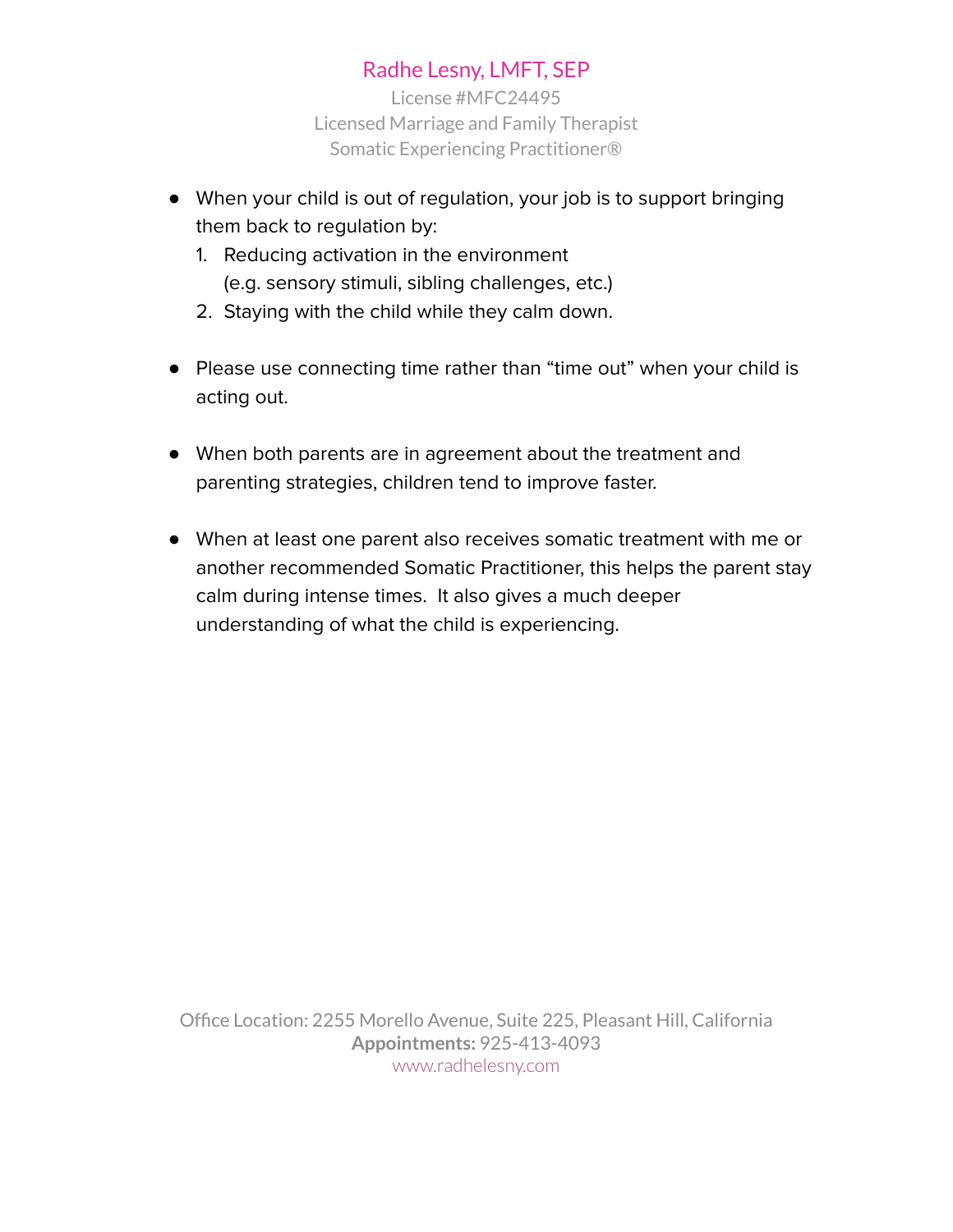- When your child is out of regulation, your job is to support bringing them back to regulation by:
  1. Reducing activation in the environment (e.g. sensory stimuli, sibling challenges, etc.)
  2. Staying with the child while they calm down.

- Please use connecting time rather than “time out” when your child is acting out.

- When both parents are in agreement about the treatment and parenting strategies, children tend to improve faster.

- When at least one parent also receives somatic treatment with me or another recommended Somatic Practitioner, this helps the parent stay calm during intense times. It also gives a much deeper understanding of what the child is experiencing.